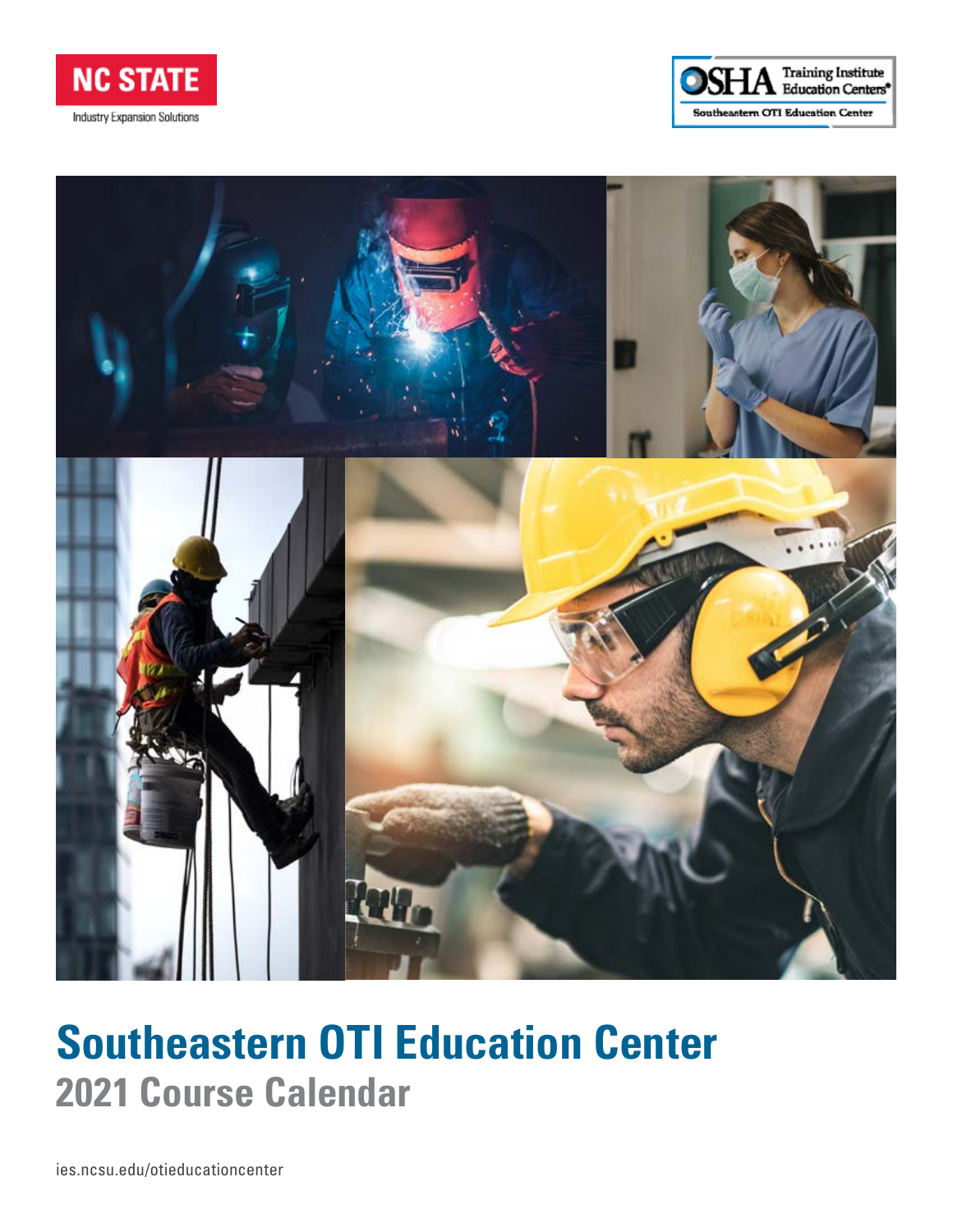NC STATE

Industry Expansion Solutions

OSHA Training Institute Education Centers®

Southeastern OTI Education Center

# Southeastern OTI Education Center

## 2021 Course Calendar

ies.ncsu.edu/otieducationcenter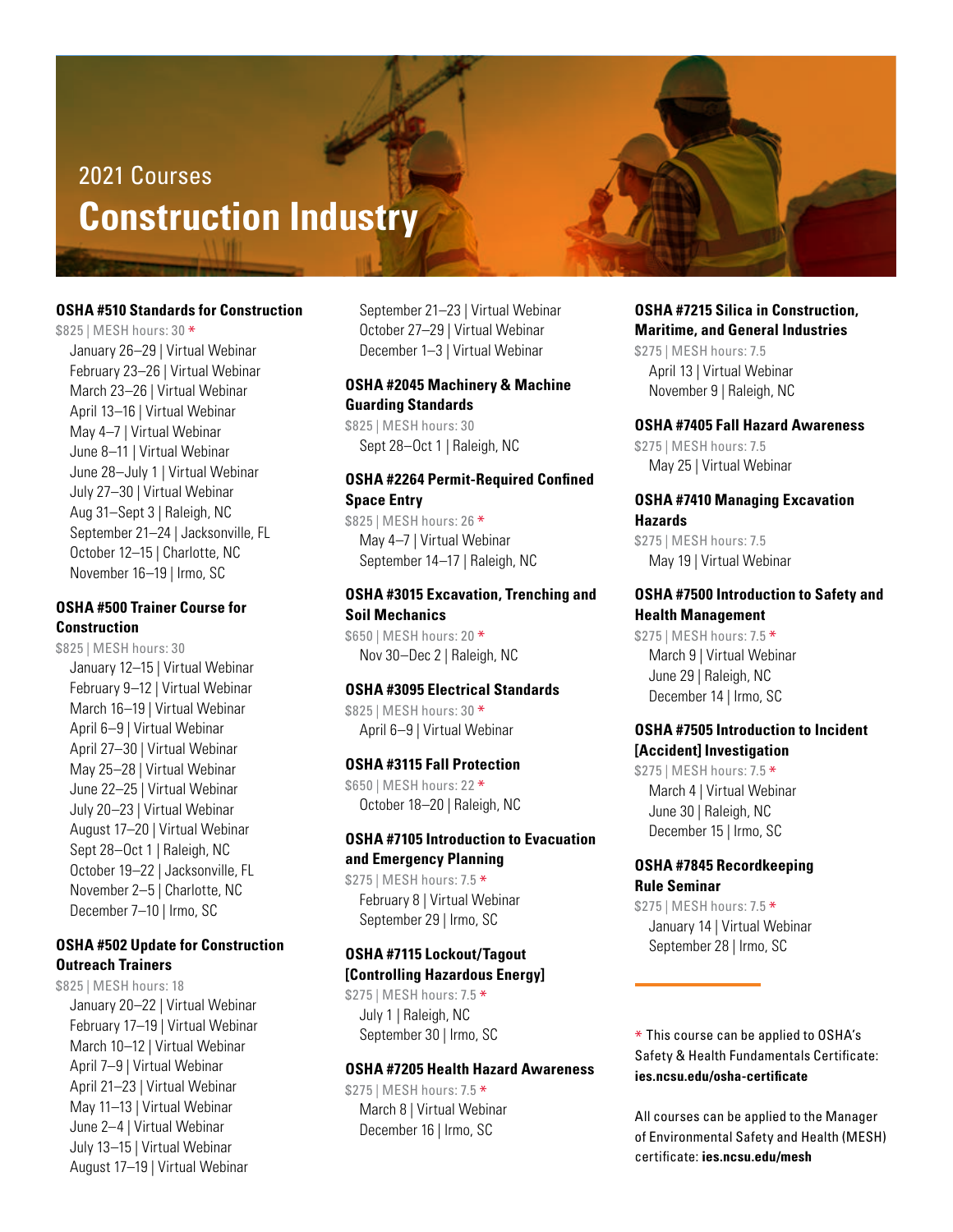2021 Courses

# Construction Industry

### OSHA #510 Standards for Construction

$825 | MESH hours: 30 *

- January 26–29 | Virtual Webinar
- February 23–26 | Virtual Webinar
- March 23–26 | Virtual Webinar
- April 13–16 | Virtual Webinar
- May 4–7 | Virtual Webinar
- June 8–11 | Virtual Webinar
- June 28–July 1 | Virtual Webinar
- July 27–30 | Virtual Webinar
- Aug 31–Sept 3 | Raleigh, NC
- September 21–24 | Jacksonville, FL
- October 12–15 | Charlotte, NC
- November 16–19 | Irmo, SC

### OSHA #500 Trainer Course for Construction

$825 | MESH hours: 30

- January 12–15 | Virtual Webinar
- February 9–12 | Virtual Webinar
- March 16–19 | Virtual Webinar
- April 6–9 | Virtual Webinar
- April 27–30 | Virtual Webinar
- May 25–28 | Virtual Webinar
- June 22–25 | Virtual Webinar
- July 20–23 | Virtual Webinar
- August 17–20 | Virtual Webinar
- Sept 28–Oct 1 | Raleigh, NC
- October 19–22 | Jacksonville, FL
- November 2–5 | Charlotte, NC
- December 7–10 | Irmo, SC

### OSHA #502 Update for Construction Outreach Trainers

$825 | MESH hours: 18

- January 20–22 | Virtual Webinar
- February 17–19 | Virtual Webinar
- March 10–12 | Virtual Webinar
- April 7–9 | Virtual Webinar
- April 21–23 | Virtual Webinar
- May 11–13 | Virtual Webinar
- June 2–4 | Virtual Webinar
- July 13–15 | Virtual Webinar
- August 17–19 | Virtual Webinar
- September 21–23 | Virtual Webinar
- October 27–29 | Virtual Webinar
- December 1–3 | Virtual Webinar

### OSHA #2045 Machinery & Machine Guarding Standards

$825 | MESH hours: 30

- Sept 28–Oct 1 | Raleigh, NC

### OSHA #2264 Permit-Required Confined Space Entry

$825 | MESH hours: 26 *

- May 4–7 | Virtual Webinar
- September 14–17 | Raleigh, NC

### OSHA #3015 Excavation, Trenching and Soil Mechanics

$650 | MESH hours: 20 *

- Nov 30–Dec 2 | Raleigh, NC

### OSHA #3095 Electrical Standards

$825 | MESH hours: 30 *

- April 6–9 | Virtual Webinar

### OSHA #3115 Fall Protection

$650 | MESH hours: 22 *

- October 18–20 | Raleigh, NC

### OSHA #7105 Introduction to Evacuation and Emergency Planning

$275 | MESH hours: 7.5 *

- February 8 | Virtual Webinar
- September 29 | Irmo, SC

### OSHA #7115 Lockout/Tagout [Controlling Hazardous Energy]

$275 | MESH hours: 7.5 *

- July 1 | Raleigh, NC
- September 30 | Irmo, SC

### OSHA #7205 Health Hazard Awareness

$275 | MESH hours: 7.5 *

- March 8 | Virtual Webinar
- December 16 | Irmo, SC

### OSHA #7215 Silica in Construction, Maritime, and General Industries

$275 | MESH hours: 7.5

- April 13 | Virtual Webinar
- November 9 | Raleigh, NC

### OSHA #7405 Fall Hazard Awareness

$275 | MESH hours: 7.5

- May 25 | Virtual Webinar

### OSHA #7410 Managing Excavation Hazards

$275 | MESH hours: 7.5

- May 19 | Virtual Webinar

### OSHA #7500 Introduction to Safety and Health Management

$275 | MESH hours: 7.5 *

- March 9 | Virtual Webinar
- June 29 | Raleigh, NC
- December 14 | Irmo, SC

### OSHA #7505 Introduction to Incident [Accident] Investigation

$275 | MESH hours: 7.5 *

- March 4 | Virtual Webinar
- June 30 | Raleigh, NC
- December 15 | Irmo, SC

### OSHA #7845 Recordkeeping Rule Seminar

$275 | MESH hours: 7.5 *

- January 14 | Virtual Webinar
- September 28 | Irmo, SC

---

* This course can be applied to OSHA's Safety & Health Fundamentals Certificate: **ies.ncsu.edu/osha-certificate**

All courses can be applied to the Manager of Environmental Safety and Health (MESH) certificate: **ies.ncsu.edu/mesh**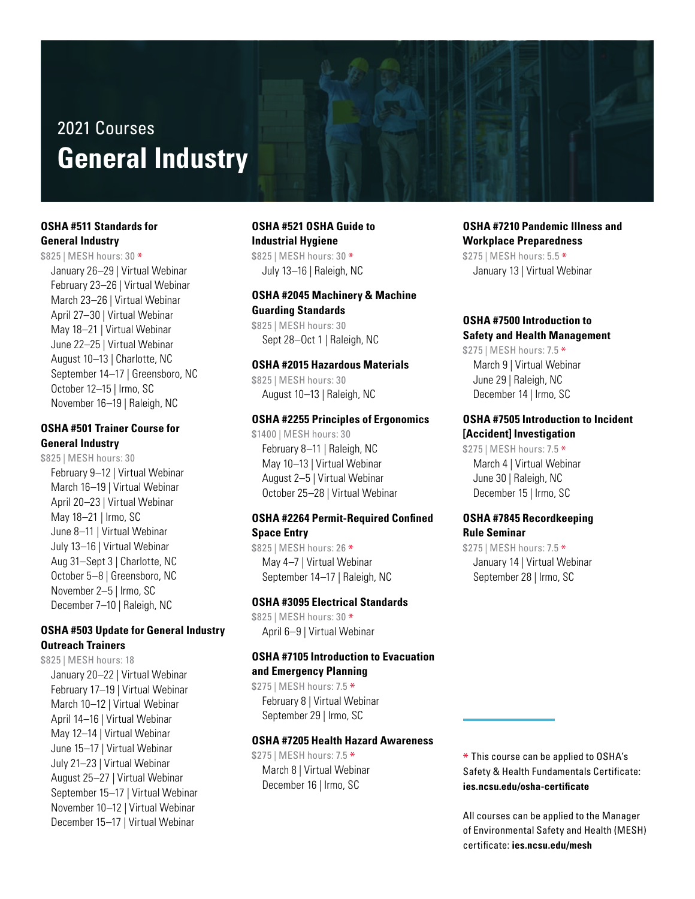2021 Courses

# General Industry

### OSHA #511 Standards for General Industry

$825 | MESH hours: 30 *

- January 26–29 | Virtual Webinar
- February 23–26 | Virtual Webinar
- March 23–26 | Virtual Webinar
- April 27–30 | Virtual Webinar
- May 18–21 | Virtual Webinar
- June 22–25 | Virtual Webinar
- August 10–13 | Charlotte, NC
- September 14–17 | Greensboro, NC
- October 12–15 | Irmo, SC
- November 16–19 | Raleigh, NC

### OSHA #501 Trainer Course for General Industry

$825 | MESH hours: 30

- February 9–12 | Virtual Webinar
- March 16–19 | Virtual Webinar
- April 20–23 | Virtual Webinar
- May 18–21 | Irmo, SC
- June 8–11 | Virtual Webinar
- July 13–16 | Virtual Webinar
- Aug 31–Sept 3 | Charlotte, NC
- October 5–8 | Greensboro, NC
- November 2–5 | Irmo, SC
- December 7–10 | Raleigh, NC

### OSHA #503 Update for General Industry Outreach Trainers

$825 | MESH hours: 18

- January 20–22 | Virtual Webinar
- February 17–19 | Virtual Webinar
- March 10–12 | Virtual Webinar
- April 14–16 | Virtual Webinar
- May 12–14 | Virtual Webinar
- June 15–17 | Virtual Webinar
- July 21–23 | Virtual Webinar
- August 25–27 | Virtual Webinar
- September 15–17 | Virtual Webinar
- November 10–12 | Virtual Webinar
- December 15–17 | Virtual Webinar

### OSHA #521 OSHA Guide to Industrial Hygiene

$825 | MESH hours: 30 *

- July 13–16 | Raleigh, NC

### OSHA #2045 Machinery & Machine Guarding Standards

$825 | MESH hours: 30

- Sept 28–Oct 1 | Raleigh, NC

### OSHA #2015 Hazardous Materials

$825 | MESH hours: 30

- August 10–13 | Raleigh, NC

### OSHA #2255 Principles of Ergonomics

$1400 | MESH hours: 30

- February 8–11 | Raleigh, NC
- May 10–13 | Virtual Webinar
- August 2–5 | Virtual Webinar
- October 25–28 | Virtual Webinar

### OSHA #2264 Permit-Required Confined Space Entry

$825 | MESH hours: 26 *

- May 4–7 | Virtual Webinar
- September 14–17 | Raleigh, NC

### OSHA #3095 Electrical Standards

$825 | MESH hours: 30 *

- April 6–9 | Virtual Webinar

### OSHA #7105 Introduction to Evacuation and Emergency Planning

$275 | MESH hours: 7.5 *

- February 8 | Virtual Webinar
- September 29 | Irmo, SC

### OSHA #7205 Health Hazard Awareness

$275 | MESH hours: 7.5 *

- March 8 | Virtual Webinar
- December 16 | Irmo, SC

### OSHA #7210 Pandemic Illness and Workplace Preparedness

$275 | MESH hours: 5.5 *

- January 13 | Virtual Webinar

### OSHA #7500 Introduction to Safety and Health Management

$275 | MESH hours: 7.5 *

- March 9 | Virtual Webinar
- June 29 | Raleigh, NC
- December 14 | Irmo, SC

### OSHA #7505 Introduction to Incident [Accident] Investigation

$275 | MESH hours: 7.5 *

- March 4 | Virtual Webinar
- June 30 | Raleigh, NC
- December 15 | Irmo, SC

### OSHA #7845 Recordkeeping Rule Seminar

$275 | MESH hours: 7.5 *

- January 14 | Virtual Webinar
- September 28 | Irmo, SC

* This course can be applied to OSHA's Safety & Health Fundamentals Certificate: **ies.ncsu.edu/osha-certificate**

All courses can be applied to the Manager of Environmental Safety and Health (MESH) certificate: **ies.ncsu.edu/mesh**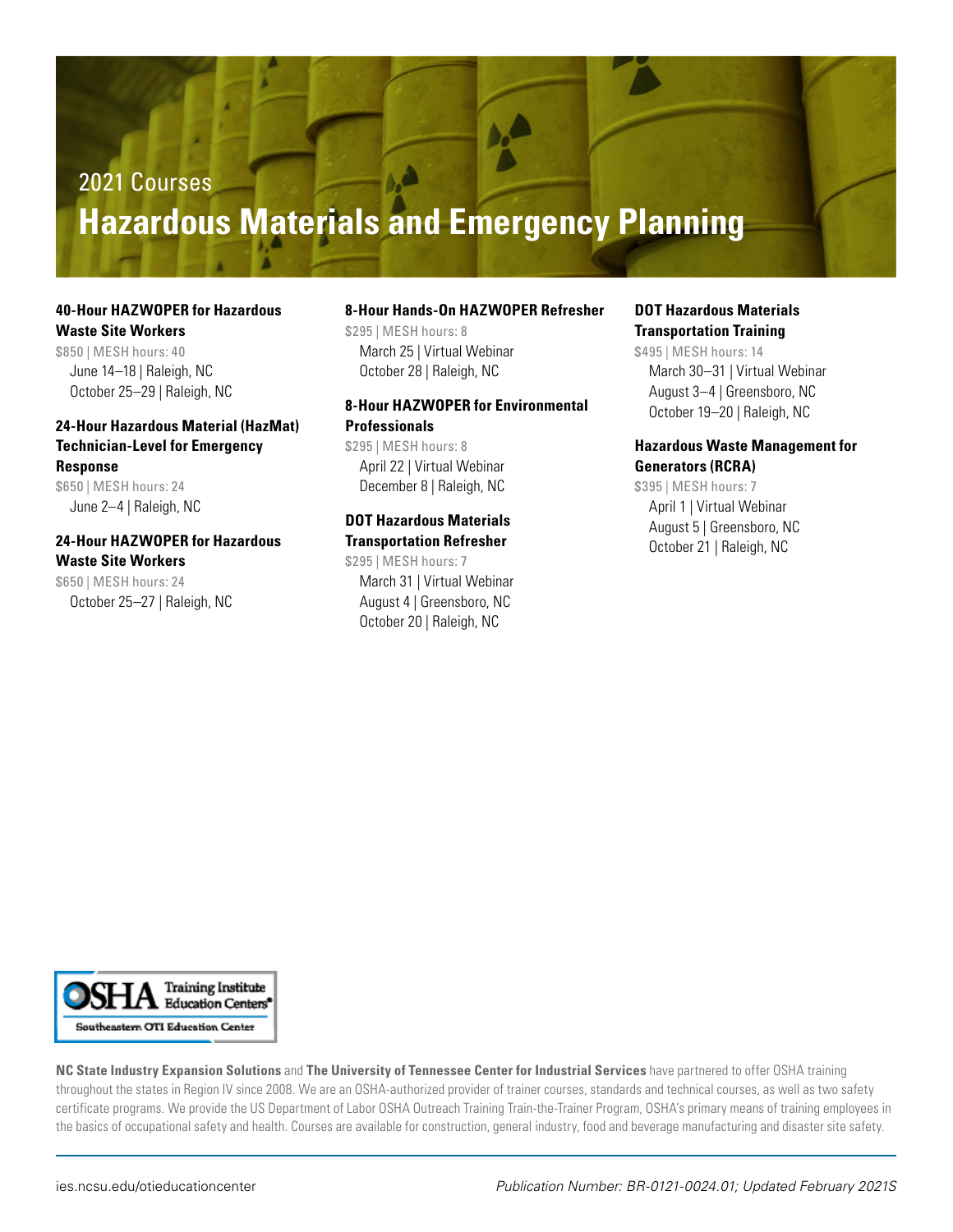2021 Courses

# Hazardous Materials and Emergency Planning

### 40-Hour HAZWOPER for Hazardous Waste Site Workers

$850 | MESH hours: 40

- June 14–18 | Raleigh, NC
- October 25–29 | Raleigh, NC

### 24-Hour Hazardous Material (HazMat) Technician-Level for Emergency Response

$650 | MESH hours: 24

- June 2–4 | Raleigh, NC

### 24-Hour HAZWOPER for Hazardous Waste Site Workers

$650 | MESH hours: 24

- October 25–27 | Raleigh, NC

### 8-Hour Hands-On HAZWOPER Refresher

$295 | MESH hours: 8

- March 25 | Virtual Webinar
- October 28 | Raleigh, NC

### 8-Hour HAZWOPER for Environmental Professionals

$295 | MESH hours: 8

- April 22 | Virtual Webinar
- December 8 | Raleigh, NC

### DOT Hazardous Materials Transportation Refresher

$295 | MESH hours: 7

- March 31 | Virtual Webinar
- August 4 | Greensboro, NC
- October 20 | Raleigh, NC

### DOT Hazardous Materials Transportation Training

$495 | MESH hours: 14

- March 30–31 | Virtual Webinar
- August 3–4 | Greensboro, NC
- October 19–20 | Raleigh, NC

### Hazardous Waste Management for Generators (RCRA)

$395 | MESH hours: 7

- April 1 | Virtual Webinar
- August 5 | Greensboro, NC
- October 21 | Raleigh, NC

OSHA Training Institute Education Centers

Southeastern OTI Education Center

**NC State Industry Expansion Solutions** and **The University of Tennessee Center for Industrial Services** have partnered to offer OSHA training throughout the states in Region IV since 2008. We are an OSHA-authorized provider of trainer courses, standards and technical courses, as well as two safety certificate programs. We provide the US Department of Labor OSHA Outreach Training Train-the-Trainer Program, OSHA's primary means of training employees in the basics of occupational safety and health. Courses are available for construction, general industry, food and beverage manufacturing and disaster site safety.

ies.ncsu.edu/otieducationcenter

*Publication Number: BR-0121-0024.01; Updated February 2021S*